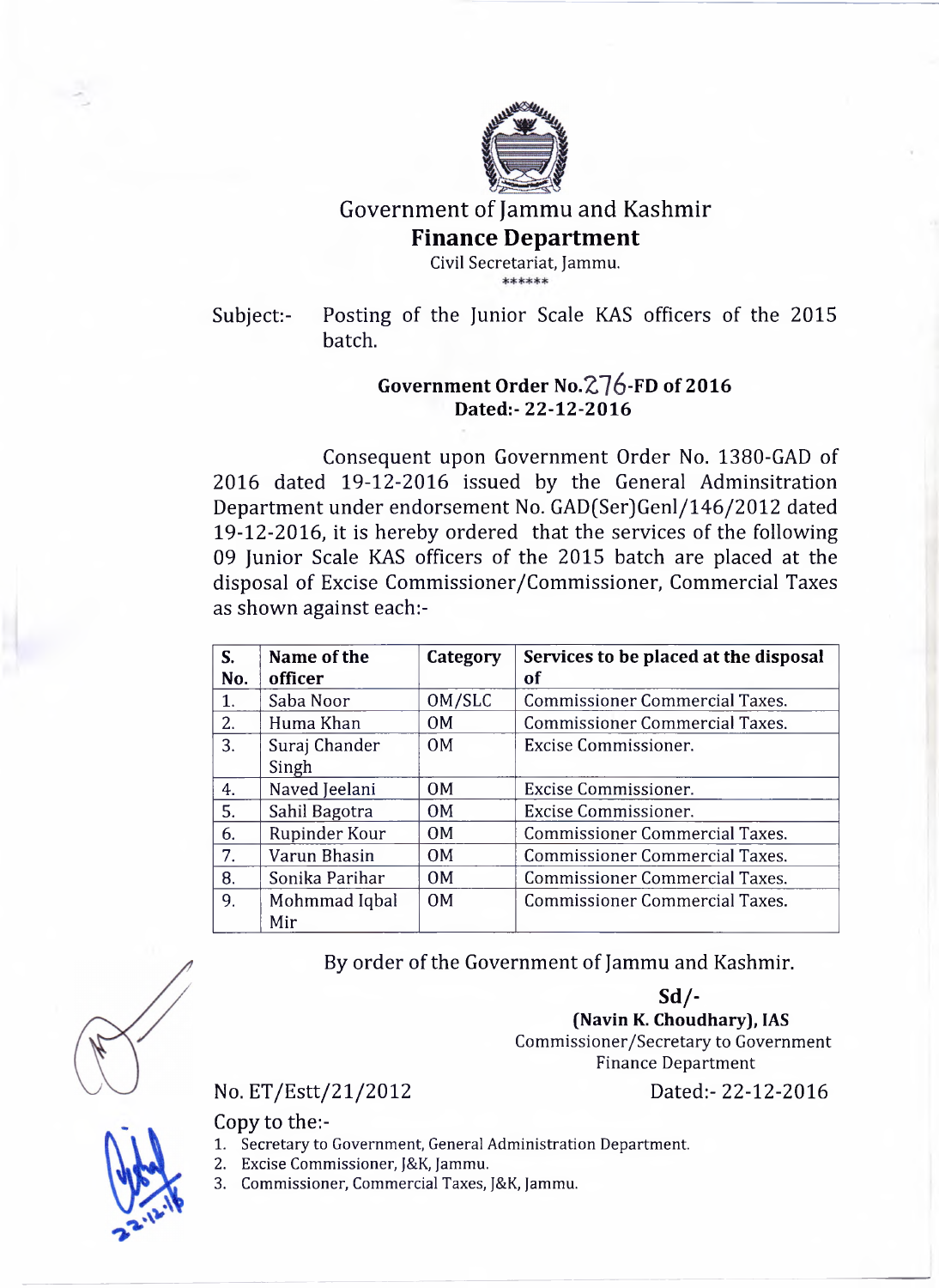# Government of Jammu and Kashmir

## Finance Department

Civil Secretariat, Jammu.

******

Subject:- Posting of the Junior Scale KAS officers of the 2015 batch.

**Government Order No.276-FD of 2016**
**Dated:- 22-12-2016**

Consequent upon Government Order No. 1380-GAD of 2016 dated 19-12-2016 issued by the General Adminsitration Department under endorsement No. GAD(Ser)Genl/146/2012 dated 19-12-2016, it is hereby ordered that the services of the following 09 Junior Scale KAS officers of the 2015 batch are placed at the disposal of Excise Commissioner/Commissioner, Commercial Taxes as shown against each:-

| S. No. | Name of the officer | Category | Services to be placed at the disposal of |
|---|---|---|---|
| 1. | Saba Noor | OM/SLC | Commissioner Commercial Taxes. |
| 2. | Huma Khan | OM | Commissioner Commercial Taxes. |
| 3. | Suraj Chander Singh | OM | Excise Commissioner. |
| 4. | Naved Jeelani | OM | Excise Commissioner. |
| 5. | Sahil Bagotra | OM | Excise Commissioner. |
| 6. | Rupinder Kour | OM | Commissioner Commercial Taxes. |
| 7. | Varun Bhasin | OM | Commissioner Commercial Taxes. |
| 8. | Sonika Parihar | OM | Commissioner Commercial Taxes. |
| 9. | Mohmmad Iqbal Mir | OM | Commissioner Commercial Taxes. |

By order of the Government of Jammu and Kashmir.

**Sd/-**
**(Navin K. Choudhary), IAS**
Commissioner/Secretary to Government
Finance Department

No. ET/Estt/21/2012 Dated:- 22-12-2016

Copy to the:-

1. Secretary to Government, General Administration Department.
2. Excise Commissioner, J&K, Jammu.
3. Commissioner, Commercial Taxes, J&K, Jammu.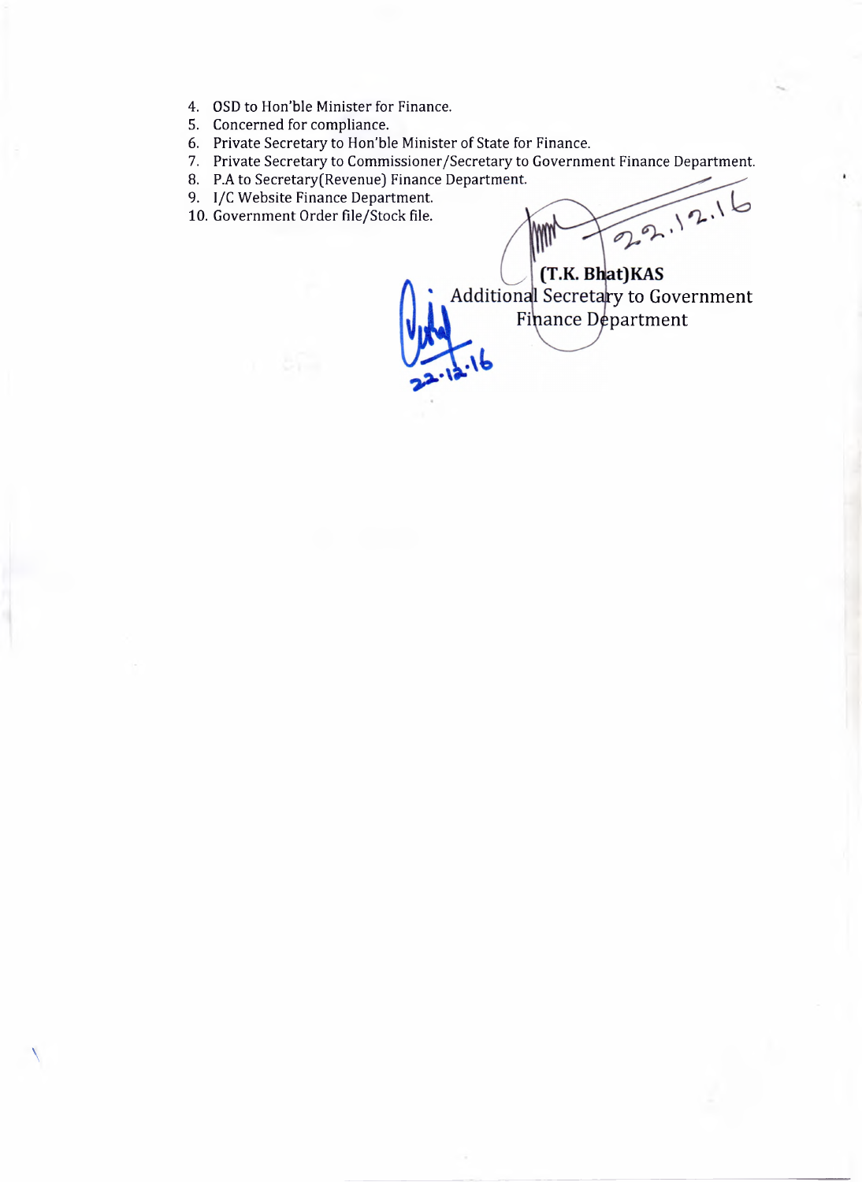4. OSD to Hon'ble Minister for Finance.
5. Concerned for compliance.
6. Private Secretary to Hon'ble Minister of State for Finance.
7. Private Secretary to Commissioner/Secretary to Government Finance Department.
8. P.A to Secretary(Revenue) Finance Department.
9. I/C Website Finance Department.
10. Government Order file/Stock file.

22.12.16

**(T.K. Bhat)KAS**
Additional Secretary to Government
Finance Department

22.12.16